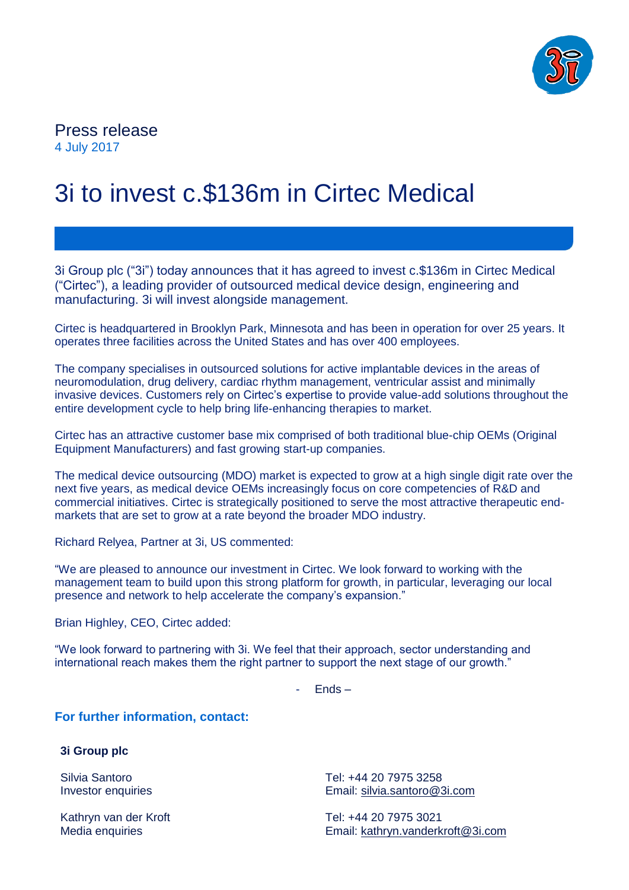Press release

4 July 2017

# 3i to invest c.$136m in Cirtec Medical

3i Group plc ("3i") today announces that it has agreed to invest c.$136m in Cirtec Medical ("Cirtec"), a leading provider of outsourced medical device design, engineering and manufacturing. 3i will invest alongside management.

Cirtec is headquartered in Brooklyn Park, Minnesota and has been in operation for over 25 years. It operates three facilities across the United States and has over 400 employees.

The company specialises in outsourced solutions for active implantable devices in the areas of neuromodulation, drug delivery, cardiac rhythm management, ventricular assist and minimally invasive devices. Customers rely on Cirtec's expertise to provide value-add solutions throughout the entire development cycle to help bring life-enhancing therapies to market.

Cirtec has an attractive customer base mix comprised of both traditional blue-chip OEMs (Original Equipment Manufacturers) and fast growing start-up companies.

The medical device outsourcing (MDO) market is expected to grow at a high single digit rate over the next five years, as medical device OEMs increasingly focus on core competencies of R&D and commercial initiatives. Cirtec is strategically positioned to serve the most attractive therapeutic end-markets that are set to grow at a rate beyond the broader MDO industry.

Richard Relyea, Partner at 3i, US commented:

"We are pleased to announce our investment in Cirtec. We look forward to working with the management team to build upon this strong platform for growth, in particular, leveraging our local presence and network to help accelerate the company's expansion."

Brian Highley, CEO, Cirtec added:

"We look forward to partnering with 3i. We feel that their approach, sector understanding and international reach makes them the right partner to support the next stage of our growth."

- Ends –

**For further information, contact:**

**3i Group plc**

| | |
|---|---|
| Silvia Santoro<br>Investor enquiries | Tel: +44 20 7975 3258<br>Email: silvia.santoro@3i.com |
| Kathryn van der Kroft<br>Media enquiries | Tel: +44 20 7975 3021<br>Email: kathryn.vanderkroft@3i.com |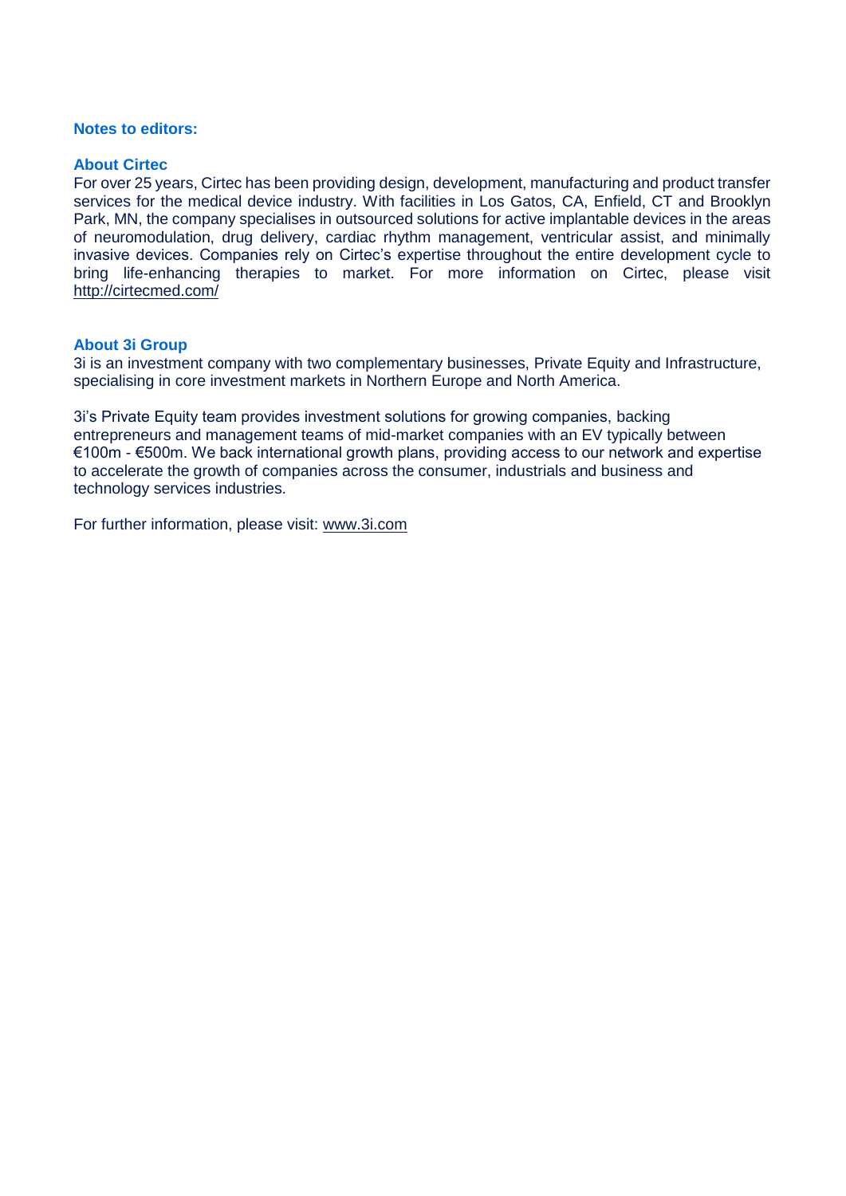**Notes to editors:**

### About Cirtec

For over 25 years, Cirtec has been providing design, development, manufacturing and product transfer services for the medical device industry. With facilities in Los Gatos, CA, Enfield, CT and Brooklyn Park, MN, the company specialises in outsourced solutions for active implantable devices in the areas of neuromodulation, drug delivery, cardiac rhythm management, ventricular assist, and minimally invasive devices. Companies rely on Cirtec's expertise throughout the entire development cycle to bring life-enhancing therapies to market. For more information on Cirtec, please visit http://cirtecmed.com/

### About 3i Group

3i is an investment company with two complementary businesses, Private Equity and Infrastructure, specialising in core investment markets in Northern Europe and North America.

3i's Private Equity team provides investment solutions for growing companies, backing entrepreneurs and management teams of mid-market companies with an EV typically between €100m - €500m. We back international growth plans, providing access to our network and expertise to accelerate the growth of companies across the consumer, industrials and business and technology services industries.

For further information, please visit: www.3i.com